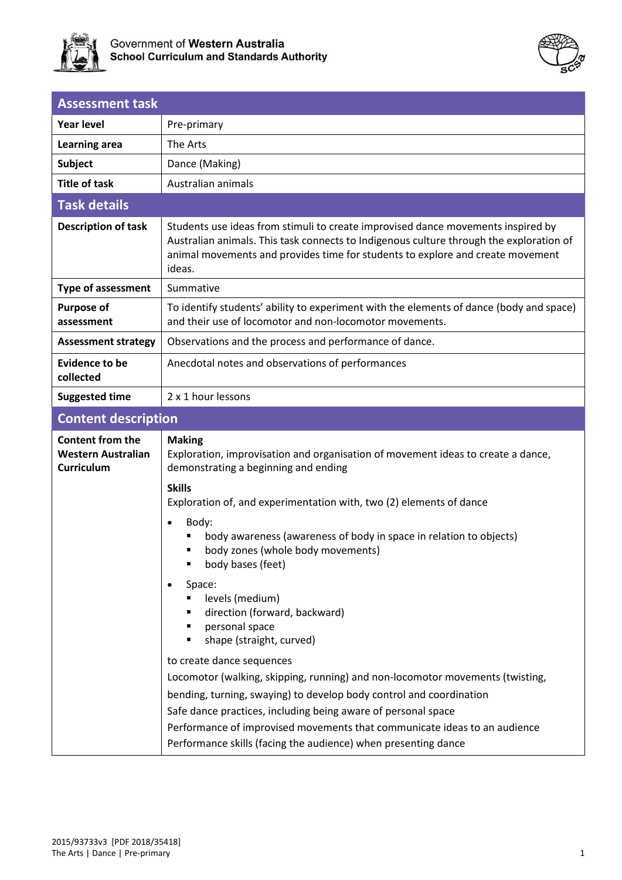Government of **Western Australia**
**School Curriculum and Standards Authority**

| Assessment task | |
|---|---|
| **Year level** | Pre-primary |
| **Learning area** | The Arts |
| **Subject** | Dance (Making) |
| **Title of task** | Australian animals |

| Task details | |
|---|---|
| **Description of task** | Students use ideas from stimuli to create improvised dance movements inspired by Australian animals. This task connects to Indigenous culture through the exploration of animal movements and provides time for students to explore and create movement ideas. |
| **Type of assessment** | Summative |
| **Purpose of assessment** | To identify students' ability to experiment with the elements of dance (body and space) and their use of locomotor and non-locomotor movements. |
| **Assessment strategy** | Observations and the process and performance of dance. |
| **Evidence to be collected** | Anecdotal notes and observations of performances |
| **Suggested time** | 2 x 1 hour lessons |

## Content description

**Content from the Western Australian Curriculum**

**Making**
Exploration, improvisation and organisation of movement ideas to create a dance, demonstrating a beginning and ending

**Skills**
Exploration of, and experimentation with, two (2) elements of dance

- Body:
  - body awareness (awareness of body in space in relation to objects)
  - body zones (whole body movements)
  - body bases (feet)
- Space:
  - levels (medium)
  - direction (forward, backward)
  - personal space
  - shape (straight, curved)

to create dance sequences

Locomotor (walking, skipping, running) and non-locomotor movements (twisting, bending, turning, swaying) to develop body control and coordination

Safe dance practices, including being aware of personal space

Performance of improvised movements that communicate ideas to an audience

Performance skills (facing the audience) when presenting dance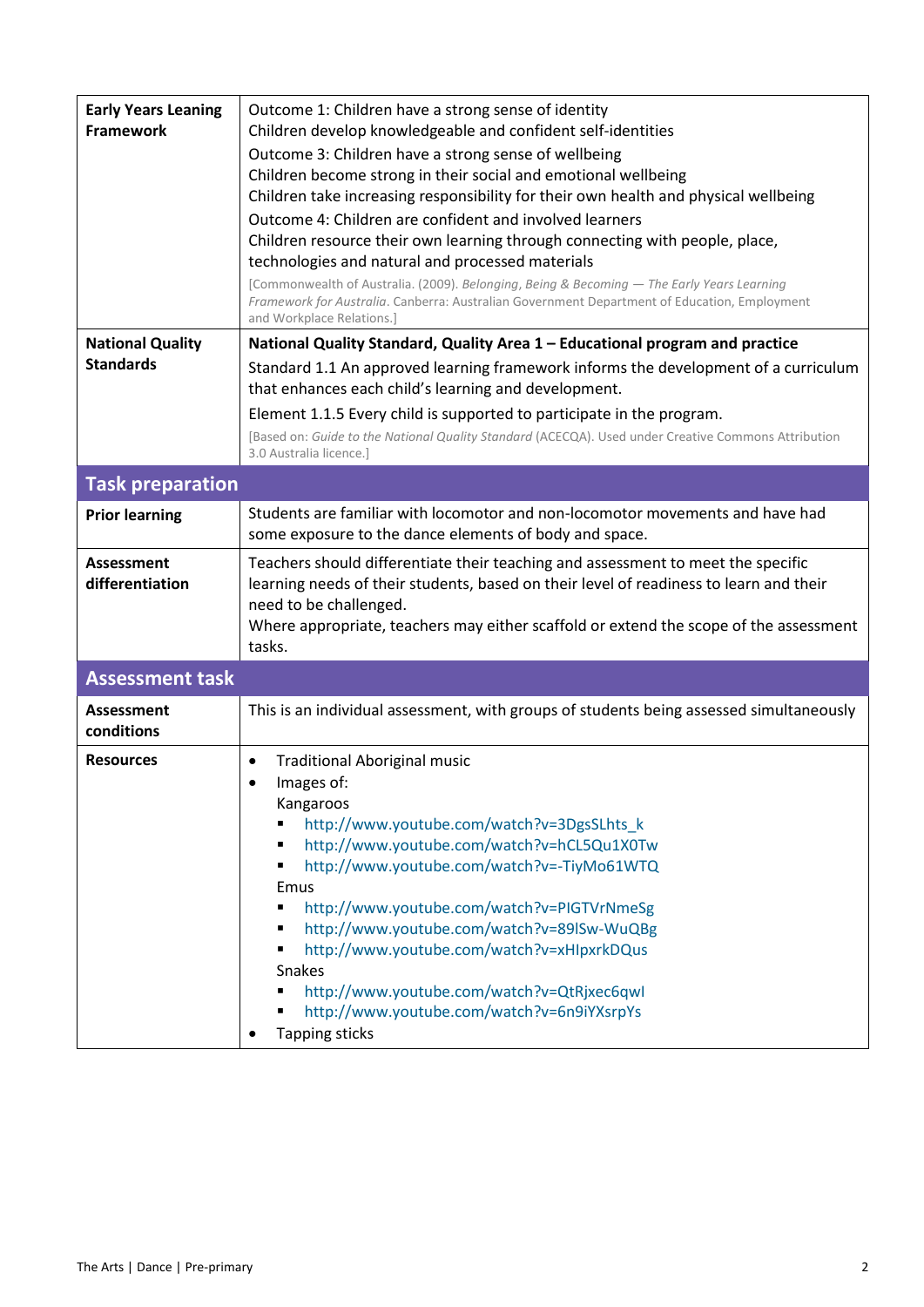| | |
|---|---|
| **Early Years Leaning Framework** | Outcome 1: Children have a strong sense of identity<br>Children develop knowledgeable and confident self-identities<br>Outcome 3: Children have a strong sense of wellbeing<br>Children become strong in their social and emotional wellbeing<br>Children take increasing responsibility for their own health and physical wellbeing<br>Outcome 4: Children are confident and involved learners<br>Children resource their own learning through connecting with people, place, technologies and natural and processed materials<br>[Commonwealth of Australia. (2009). *Belonging, Being & Becoming — The Early Years Learning Framework for Australia*. Canberra: Australian Government Department of Education, Employment and Workplace Relations.] |
| **National Quality Standards** | **National Quality Standard, Quality Area 1 – Educational program and practice**<br>Standard 1.1 An approved learning framework informs the development of a curriculum that enhances each child's learning and development.<br>Element 1.1.5 Every child is supported to participate in the program.<br>[Based on: *Guide to the National Quality Standard* (ACECQA). Used under Creative Commons Attribution 3.0 Australia licence.] |

## Task preparation

| | |
|---|---|
| **Prior learning** | Students are familiar with locomotor and non-locomotor movements and have had some exposure to the dance elements of body and space. |
| **Assessment differentiation** | Teachers should differentiate their teaching and assessment to meet the specific learning needs of their students, based on their level of readiness to learn and their need to be challenged.<br>Where appropriate, teachers may either scaffold or extend the scope of the assessment tasks. |

## Assessment task

| | |
|---|---|
| **Assessment conditions** | This is an individual assessment, with groups of students being assessed simultaneously |
| **Resources** | • Traditional Aboriginal music<br>• Images of:<br>Kangaroos<br>▪ http://www.youtube.com/watch?v=3DgsSLhts_k<br>▪ http://www.youtube.com/watch?v=hCL5Qu1X0Tw<br>▪ http://www.youtube.com/watch?v=-TiyMo61WTQ<br>Emus<br>▪ http://www.youtube.com/watch?v=PIGTVrNmeSg<br>▪ http://www.youtube.com/watch?v=89lSw-WuQBg<br>▪ http://www.youtube.com/watch?v=xHIpxrkDQus<br>Snakes<br>▪ http://www.youtube.com/watch?v=QtRjxec6qwI<br>▪ http://www.youtube.com/watch?v=6n9iYXsrpYs<br>• Tapping sticks |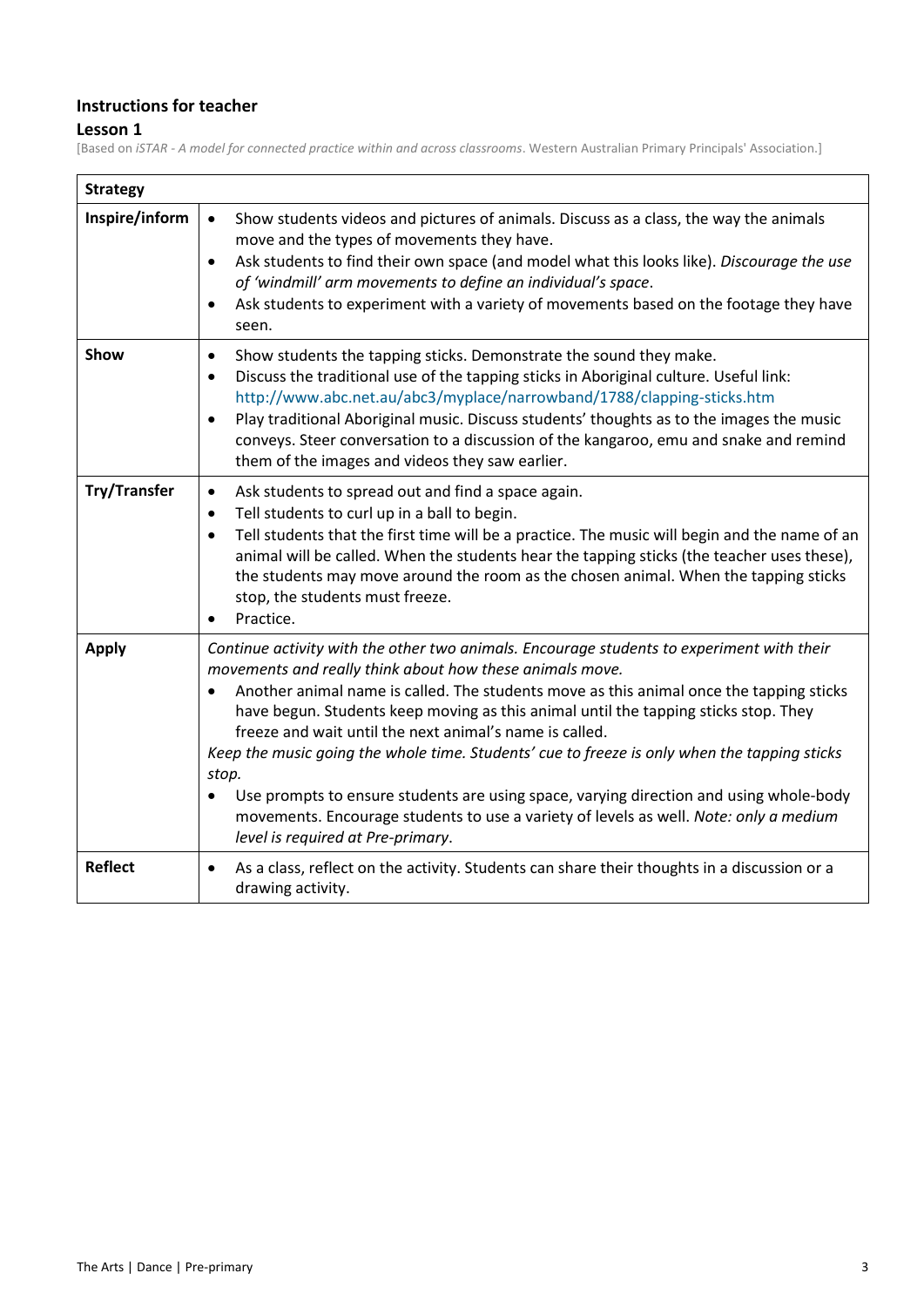## Instructions for teacher

### Lesson 1

[Based on *iSTAR - A model for connected practice within and across classrooms*. Western Australian Primary Principals' Association.]

| Strategy | |
|---|---|
| **Inspire/inform** | • Show students videos and pictures of animals. Discuss as a class, the way the animals move and the types of movements they have.<br>• Ask students to find their own space (and model what this looks like). *Discourage the use of 'windmill' arm movements to define an individual's space*.<br>• Ask students to experiment with a variety of movements based on the footage they have seen. |
| **Show** | • Show students the tapping sticks. Demonstrate the sound they make.<br>• Discuss the traditional use of the tapping sticks in Aboriginal culture. Useful link: http://www.abc.net.au/abc3/myplace/narrowband/1788/clapping-sticks.htm<br>• Play traditional Aboriginal music. Discuss students' thoughts as to the images the music conveys. Steer conversation to a discussion of the kangaroo, emu and snake and remind them of the images and videos they saw earlier. |
| **Try/Transfer** | • Ask students to spread out and find a space again.<br>• Tell students to curl up in a ball to begin.<br>• Tell students that the first time will be a practice. The music will begin and the name of an animal will be called. When the students hear the tapping sticks (the teacher uses these), the students may move around the room as the chosen animal. When the tapping sticks stop, the students must freeze.<br>• Practice. |
| **Apply** | *Continue activity with the other two animals. Encourage students to experiment with their movements and really think about how these animals move.*<br>• Another animal name is called. The students move as this animal once the tapping sticks have begun. Students keep moving as this animal until the tapping sticks stop. They freeze and wait until the next animal's name is called.<br>*Keep the music going the whole time. Students' cue to freeze is only when the tapping sticks stop.*<br>• Use prompts to ensure students are using space, varying direction and using whole-body movements. Encourage students to use a variety of levels as well. *Note: only a medium level is required at Pre-primary*. |
| **Reflect** | • As a class, reflect on the activity. Students can share their thoughts in a discussion or a drawing activity. |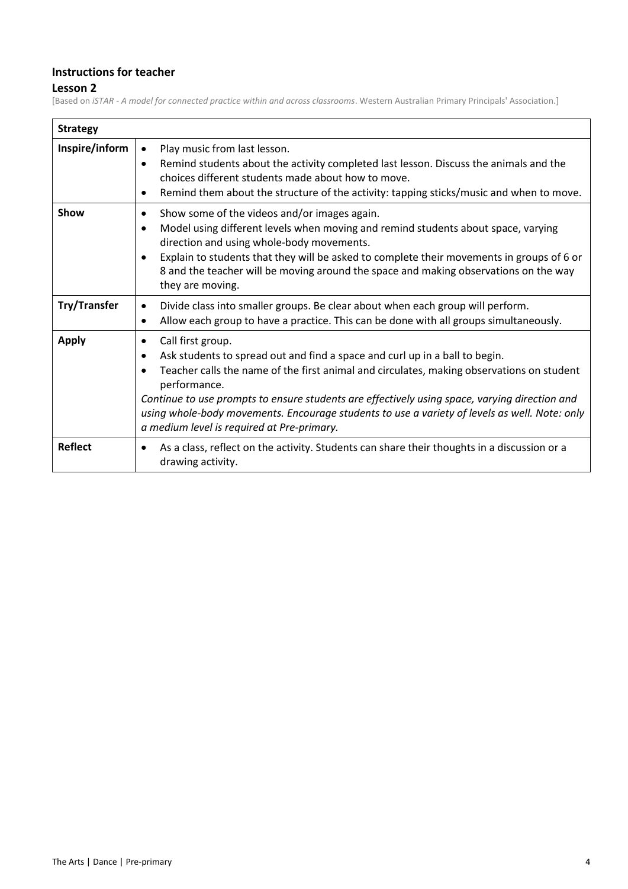### Instructions for teacher

### Lesson 2

[Based on *iSTAR - A model for connected practice within and across classrooms*. Western Australian Primary Principals' Association.]

| Strategy | |
|---|---|
| **Inspire/inform** | • Play music from last lesson.<br>• Remind students about the activity completed last lesson. Discuss the animals and the choices different students made about how to move.<br>• Remind them about the structure of the activity: tapping sticks/music and when to move. |
| **Show** | • Show some of the videos and/or images again.<br>• Model using different levels when moving and remind students about space, varying direction and using whole-body movements.<br>• Explain to students that they will be asked to complete their movements in groups of 6 or 8 and the teacher will be moving around the space and making observations on the way they are moving. |
| **Try/Transfer** | • Divide class into smaller groups. Be clear about when each group will perform.<br>• Allow each group to have a practice. This can be done with all groups simultaneously. |
| **Apply** | • Call first group.<br>• Ask students to spread out and find a space and curl up in a ball to begin.<br>• Teacher calls the name of the first animal and circulates, making observations on student performance.<br>*Continue to use prompts to ensure students are effectively using space, varying direction and using whole-body movements. Encourage students to use a variety of levels as well. Note: only a medium level is required at Pre-primary.* |
| **Reflect** | • As a class, reflect on the activity. Students can share their thoughts in a discussion or a drawing activity. |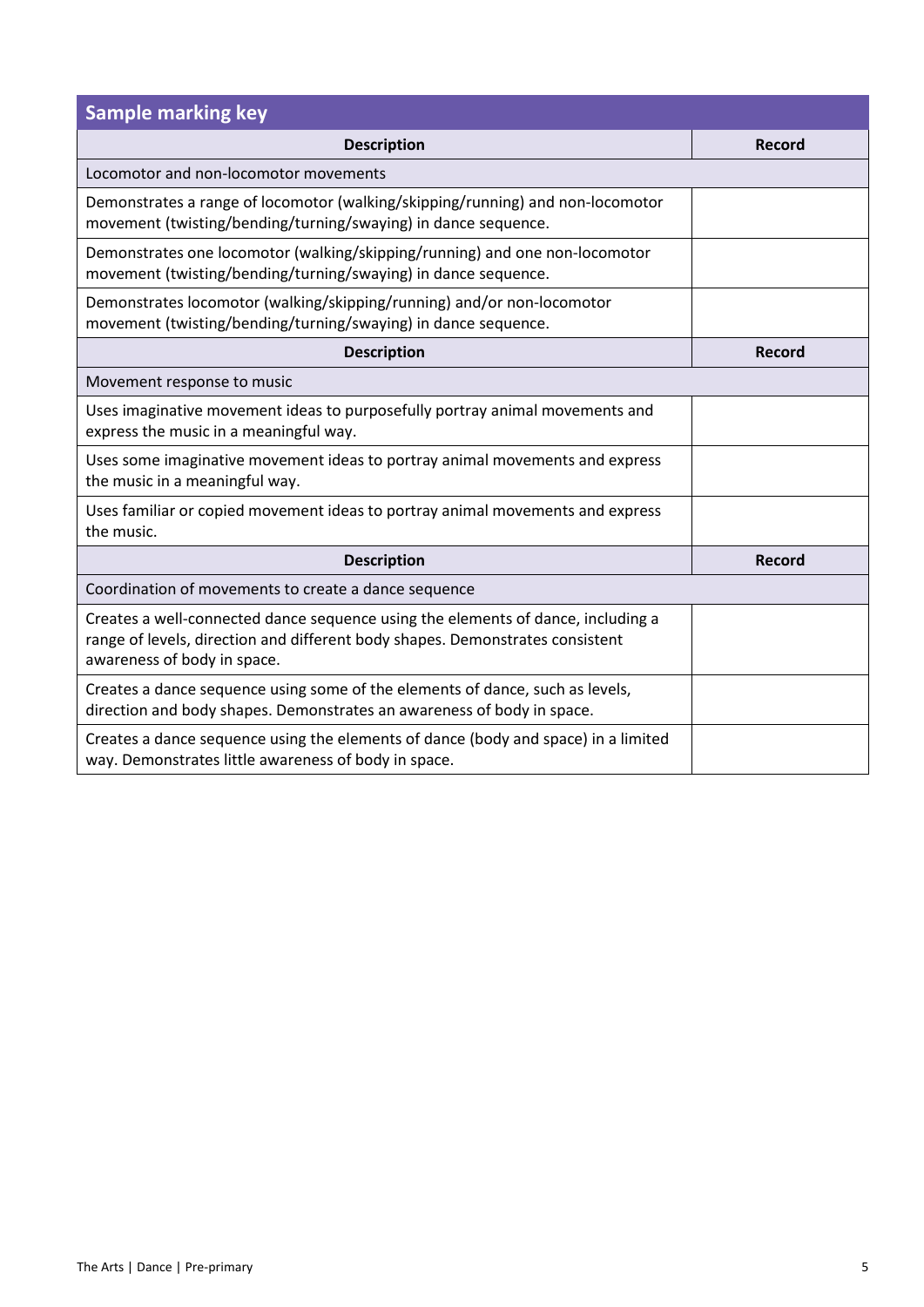## Sample marking key

| Description | Record |
|---|---|
| Locomotor and non-locomotor movements | |
| Demonstrates a range of locomotor (walking/skipping/running) and non-locomotor movement (twisting/bending/turning/swaying) in dance sequence. | |
| Demonstrates one locomotor (walking/skipping/running) and one non-locomotor movement (twisting/bending/turning/swaying) in dance sequence. | |
| Demonstrates locomotor (walking/skipping/running) and/or non-locomotor movement (twisting/bending/turning/swaying) in dance sequence. | |
| **Description** | **Record** |
| Movement response to music | |
| Uses imaginative movement ideas to purposefully portray animal movements and express the music in a meaningful way. | |
| Uses some imaginative movement ideas to portray animal movements and express the music in a meaningful way. | |
| Uses familiar or copied movement ideas to portray animal movements and express the music. | |
| **Description** | **Record** |
| Coordination of movements to create a dance sequence | |
| Creates a well-connected dance sequence using the elements of dance, including a range of levels, direction and different body shapes. Demonstrates consistent awareness of body in space. | |
| Creates a dance sequence using some of the elements of dance, such as levels, direction and body shapes. Demonstrates an awareness of body in space. | |
| Creates a dance sequence using the elements of dance (body and space) in a limited way. Demonstrates little awareness of body in space. | |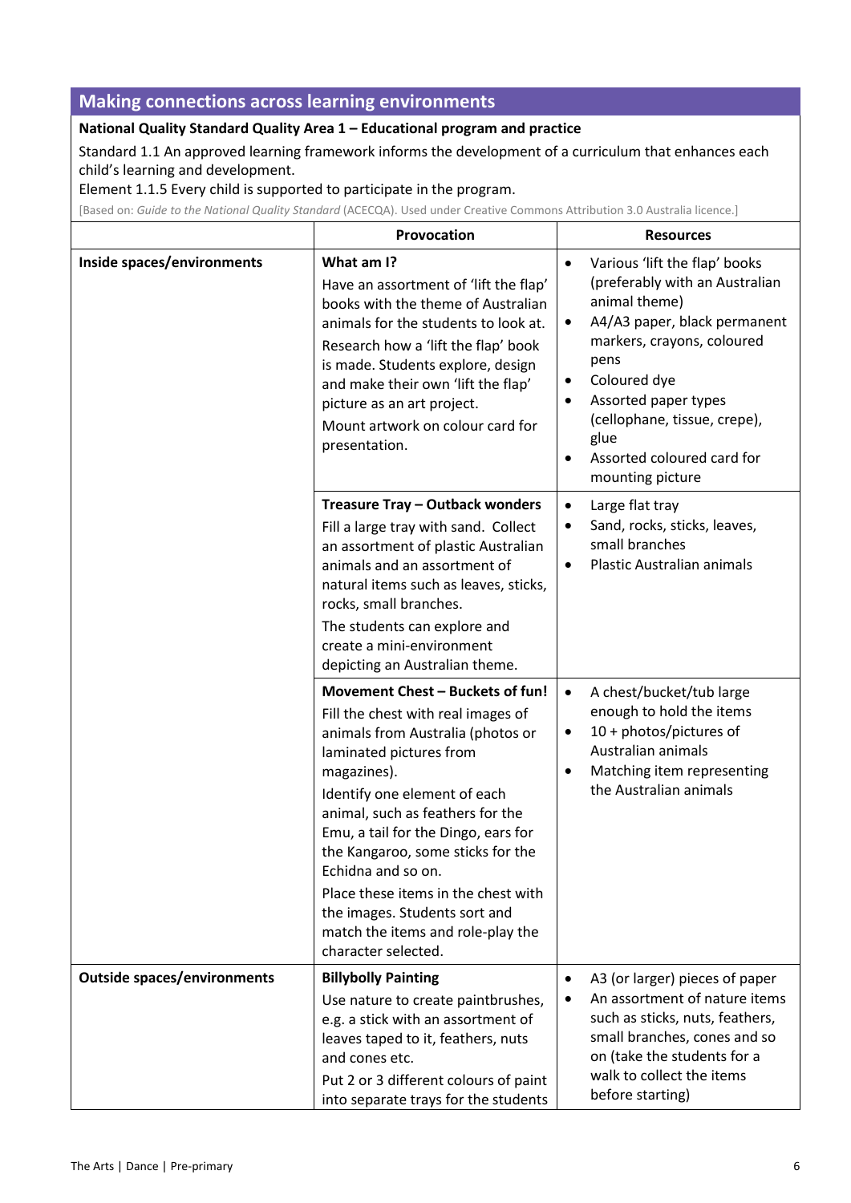## Making connections across learning environments

**National Quality Standard Quality Area 1 – Educational program and practice**

Standard 1.1 An approved learning framework informs the development of a curriculum that enhances each child's learning and development.

Element 1.1.5 Every child is supported to participate in the program.

[Based on: *Guide to the National Quality Standard* (ACECQA). Used under Creative Commons Attribution 3.0 Australia licence.]

| | Provocation | Resources |
|---|---|---|
| **Inside spaces/environments** | **What am I?**<br>Have an assortment of 'lift the flap' books with the theme of Australian animals for the students to look at.<br>Research how a 'lift the flap' book is made. Students explore, design and make their own 'lift the flap' picture as an art project.<br>Mount artwork on colour card for presentation. | • Various 'lift the flap' books (preferably with an Australian animal theme)<br>• A4/A3 paper, black permanent markers, crayons, coloured pens<br>• Coloured dye<br>• Assorted paper types (cellophane, tissue, crepe), glue<br>• Assorted coloured card for mounting picture |
| | **Treasure Tray – Outback wonders**<br>Fill a large tray with sand. Collect an assortment of plastic Australian animals and an assortment of natural items such as leaves, sticks, rocks, small branches.<br>The students can explore and create a mini-environment depicting an Australian theme. | • Large flat tray<br>• Sand, rocks, sticks, leaves, small branches<br>• Plastic Australian animals |
| | **Movement Chest – Buckets of fun!**<br>Fill the chest with real images of animals from Australia (photos or laminated pictures from magazines).<br>Identify one element of each animal, such as feathers for the Emu, a tail for the Dingo, ears for the Kangaroo, some sticks for the Echidna and so on.<br>Place these items in the chest with the images. Students sort and match the items and role-play the character selected. | • A chest/bucket/tub large enough to hold the items<br>• 10 + photos/pictures of Australian animals<br>• Matching item representing the Australian animals |
| **Outside spaces/environments** | **Billybolly Painting**<br>Use nature to create paintbrushes, e.g. a stick with an assortment of leaves taped to it, feathers, nuts and cones etc.<br>Put 2 or 3 different colours of paint into separate trays for the students | • A3 (or larger) pieces of paper<br>• An assortment of nature items such as sticks, nuts, feathers, small branches, cones and so on (take the students for a walk to collect the items before starting) |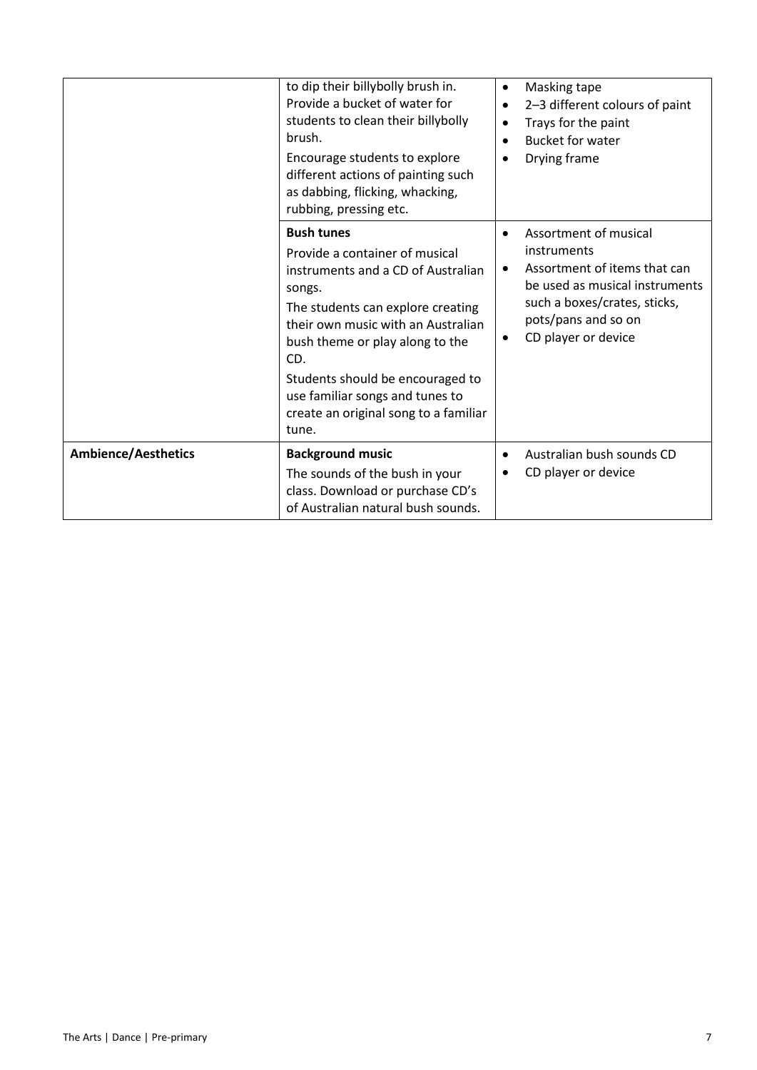| | | |
|---|---|---|
| | to dip their billybolly brush in. Provide a bucket of water for students to clean their billybolly brush.<br>Encourage students to explore different actions of painting such as dabbing, flicking, whacking, rubbing, pressing etc. | • Masking tape<br>• 2–3 different colours of paint<br>• Trays for the paint<br>• Bucket for water<br>• Drying frame |
| | **Bush tunes**<br>Provide a container of musical instruments and a CD of Australian songs.<br>The students can explore creating their own music with an Australian bush theme or play along to the CD.<br>Students should be encouraged to use familiar songs and tunes to create an original song to a familiar tune. | • Assortment of musical instruments<br>• Assortment of items that can be used as musical instruments such a boxes/crates, sticks, pots/pans and so on<br>• CD player or device |
| **Ambience/Aesthetics** | **Background music**<br>The sounds of the bush in your class. Download or purchase CD's of Australian natural bush sounds. | • Australian bush sounds CD<br>• CD player or device |